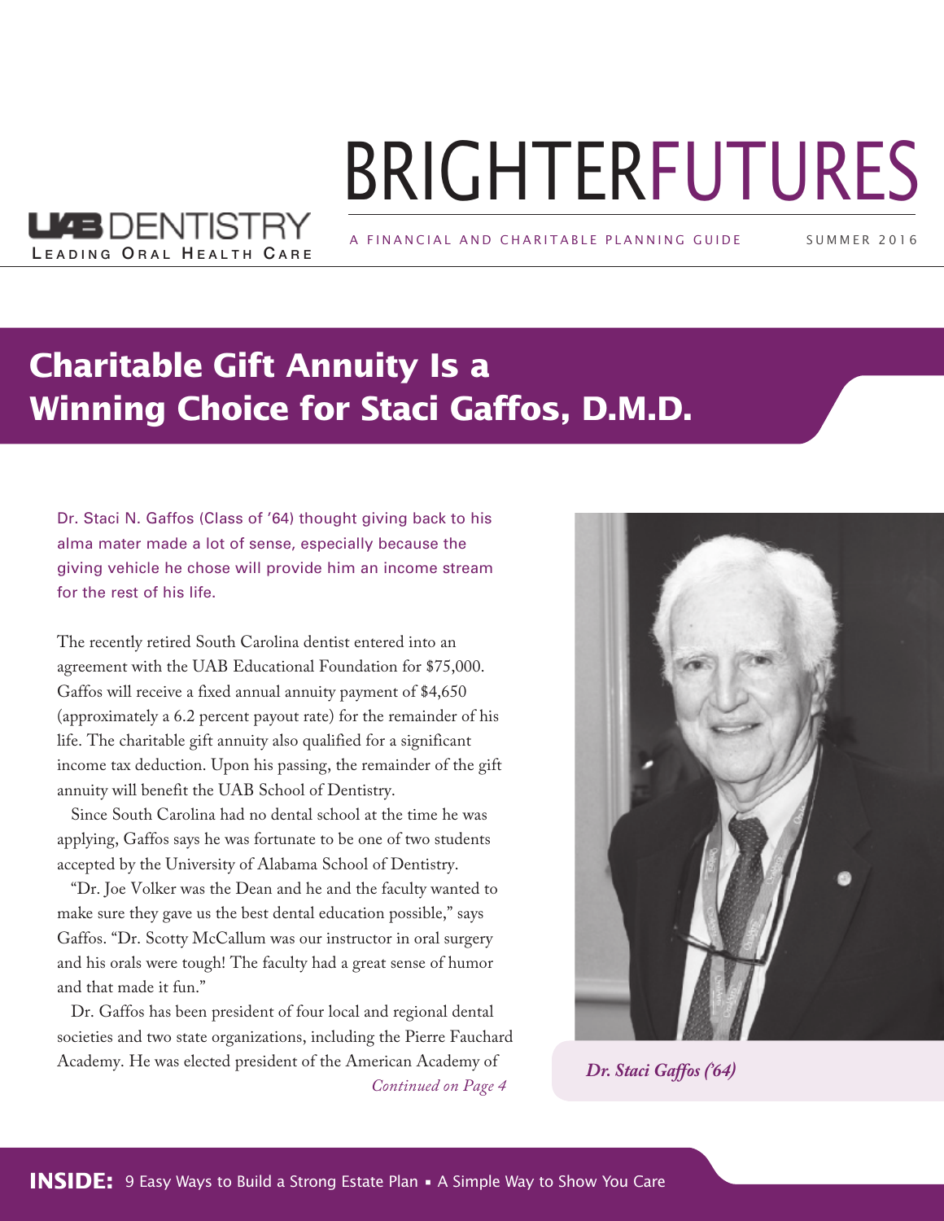UAB DENTISTRY
LEADING ORAL HEALTH CARE

# BRIGHTERFUTURES

A FINANCIAL AND CHARITABLE PLANNING GUIDE — SUMMER 2016

## Charitable Gift Annuity Is a Winning Choice for Staci Gaffos, D.M.D.

Dr. Staci N. Gaffos (Class of '64) thought giving back to his alma mater made a lot of sense, especially because the giving vehicle he chose will provide him an income stream for the rest of his life.

The recently retired South Carolina dentist entered into an agreement with the UAB Educational Foundation for $75,000. Gaffos will receive a fixed annual annuity payment of $4,650 (approximately a 6.2 percent payout rate) for the remainder of his life. The charitable gift annuity also qualified for a significant income tax deduction. Upon his passing, the remainder of the gift annuity will benefit the UAB School of Dentistry.

Since South Carolina had no dental school at the time he was applying, Gaffos says he was fortunate to be one of two students accepted by the University of Alabama School of Dentistry.

"Dr. Joe Volker was the Dean and he and the faculty wanted to make sure they gave us the best dental education possible," says Gaffos. "Dr. Scotty McCallum was our instructor in oral surgery and his orals were tough! The faculty had a great sense of humor and that made it fun."

Dr. Gaffos has been president of four local and regional dental societies and two state organizations, including the Pierre Fauchard Academy. He was elected president of the American Academy of

*Continued on Page 4*

*Dr. Staci Gaffos ('64)*

**INSIDE:** 9 Easy Ways to Build a Strong Estate Plan ▪ A Simple Way to Show You Care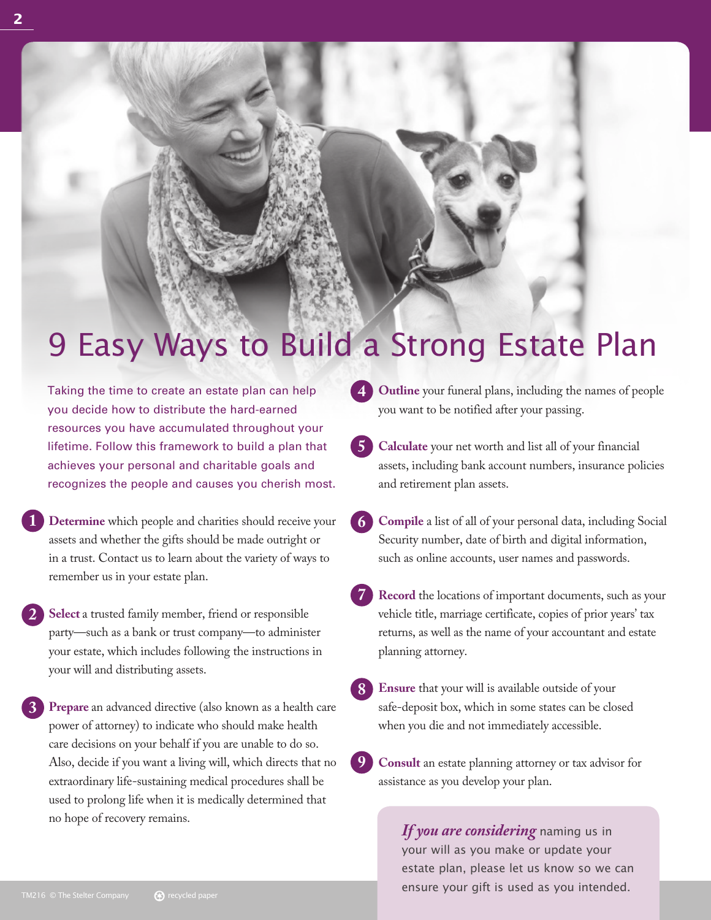# 9 Easy Ways to Build a Strong Estate Plan

Taking the time to create an estate plan can help you decide how to distribute the hard-earned resources you have accumulated throughout your lifetime. Follow this framework to build a plan that achieves your personal and charitable goals and recognizes the people and causes you cherish most.

1. **Determine** which people and charities should receive your assets and whether the gifts should be made outright or in a trust. Contact us to learn about the variety of ways to remember us in your estate plan.

2. **Select** a trusted family member, friend or responsible party—such as a bank or trust company—to administer your estate, which includes following the instructions in your will and distributing assets.

3. **Prepare** an advanced directive (also known as a health care power of attorney) to indicate who should make health care decisions on your behalf if you are unable to do so. Also, decide if you want a living will, which directs that no extraordinary life-sustaining medical procedures shall be used to prolong life when it is medically determined that no hope of recovery remains.

4. **Outline** your funeral plans, including the names of people you want to be notified after your passing.

5. **Calculate** your net worth and list all of your financial assets, including bank account numbers, insurance policies and retirement plan assets.

6. **Compile** a list of all of your personal data, including Social Security number, date of birth and digital information, such as online accounts, user names and passwords.

7. **Record** the locations of important documents, such as your vehicle title, marriage certificate, copies of prior years' tax returns, as well as the name of your accountant and estate planning attorney.

8. **Ensure** that your will is available outside of your safe-deposit box, which in some states can be closed when you die and not immediately accessible.

9. **Consult** an estate planning attorney or tax advisor for assistance as you develop your plan.

*If you are considering* naming us in your will as you make or update your estate plan, please let us know so we can ensure your gift is used as you intended.

TM216 © The Stelter Company   recycled paper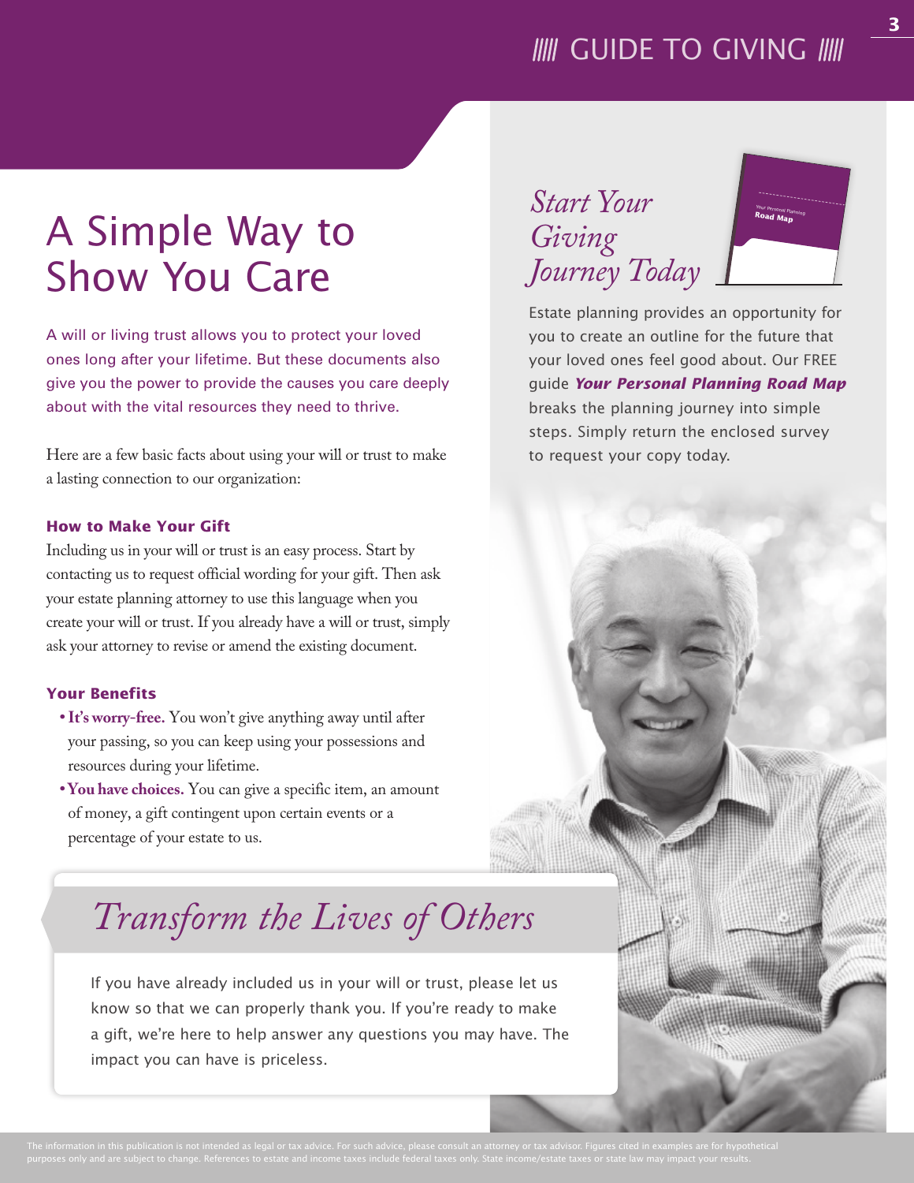// GUIDE TO GIVING //

# A Simple Way to Show You Care

A will or living trust allows you to protect your loved ones long after your lifetime. But these documents also give you the power to provide the causes you care deeply about with the vital resources they need to thrive.

Here are a few basic facts about using your will or trust to make a lasting connection to our organization:

### How to Make Your Gift

Including us in your will or trust is an easy process. Start by contacting us to request official wording for your gift. Then ask your estate planning attorney to use this language when you create your will or trust. If you already have a will or trust, simply ask your attorney to revise or amend the existing document.

### Your Benefits

- **It's worry-free.** You won't give anything away until after your passing, so you can keep using your possessions and resources during your lifetime.
- **You have choices.** You can give a specific item, an amount of money, a gift contingent upon certain events or a percentage of your estate to us.

## *Transform the Lives of Others*

If you have already included us in your will or trust, please let us know so that we can properly thank you. If you're ready to make a gift, we're here to help answer any questions you may have. The impact you can have is priceless.

## *Start Your Giving Journey Today*

Estate planning provides an opportunity for you to create an outline for the future that your loved ones feel good about. Our FREE guide ***Your Personal Planning Road Map*** breaks the planning journey into simple steps. Simply return the enclosed survey to request your copy today.

The information in this publication is not intended as legal or tax advice. For such advice, please consult an attorney or tax advisor. Figures cited in examples are for hypothetical purposes only and are subject to change. References to estate and income taxes include federal taxes only. State income/estate taxes or state law may impact your results.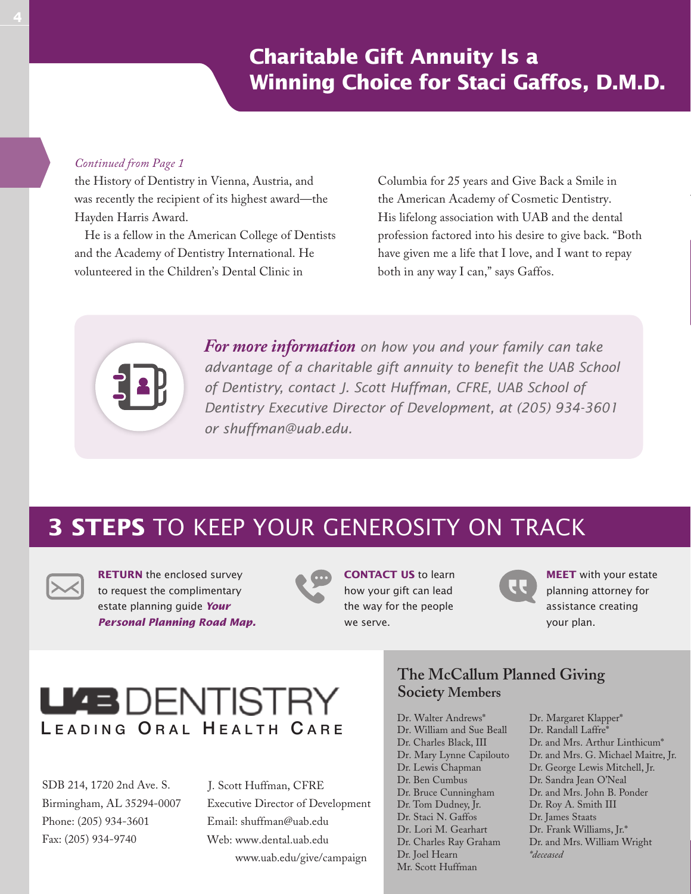## Charitable Gift Annuity Is a Winning Choice for Staci Gaffos, D.M.D.

*Continued from Page 1*

the History of Dentistry in Vienna, Austria, and was recently the recipient of its highest award—the Hayden Harris Award.

He is a fellow in the American College of Dentists and the Academy of Dentistry International. He volunteered in the Children's Dental Clinic in Columbia for 25 years and Give Back a Smile in the American Academy of Cosmetic Dentistry. His lifelong association with UAB and the dental profession factored into his desire to give back. "Both have given me a life that I love, and I want to repay both in any way I can," says Gaffos.

***For more information*** *on how you and your family can take advantage of a charitable gift annuity to benefit the UAB School of Dentistry, contact J. Scott Huffman, CFRE, UAB School of Dentistry Executive Director of Development, at (205) 934-3601 or shuffman@uab.edu.*

## 3 STEPS TO KEEP YOUR GENEROSITY ON TRACK

**RETURN** the enclosed survey to request the complimentary estate planning guide ***Your Personal Planning Road Map.***

**CONTACT US** to learn how your gift can lead the way for the people we serve.

**MEET** with your estate planning attorney for assistance creating your plan.

**UAB DENTISTRY**
LEADING ORAL HEALTH CARE

SDB 214, 1720 2nd Ave. S.
Birmingham, AL 35294-0007
Phone: (205) 934-3601
Fax: (205) 934-9740

J. Scott Huffman, CFRE
Executive Director of Development
Email: shuffman@uab.edu
Web: www.dental.uab.edu
www.uab.edu/give/campaign

### The McCallum Planned Giving Society Members

Dr. Walter Andrews*
Dr. William and Sue Beall
Dr. Charles Black, III
Dr. Mary Lynne Capilouto
Dr. Lewis Chapman
Dr. Ben Cumbus
Dr. Bruce Cunningham
Dr. Tom Dudney, Jr.
Dr. Staci N. Gaffos
Dr. Lori M. Gearhart
Dr. Charles Ray Graham
Dr. Joel Hearn
Mr. Scott Huffman
Dr. Margaret Klapper*
Dr. Randall Laffre*
Dr. and Mrs. Arthur Linthicum*
Dr. and Mrs. G. Michael Maitre, Jr.
Dr. George Lewis Mitchell, Jr.
Dr. Sandra Jean O'Neal
Dr. and Mrs. John B. Ponder
Dr. Roy A. Smith III
Dr. James Staats
Dr. Frank Williams, Jr.*
Dr. and Mrs. William Wright

*\*deceased*